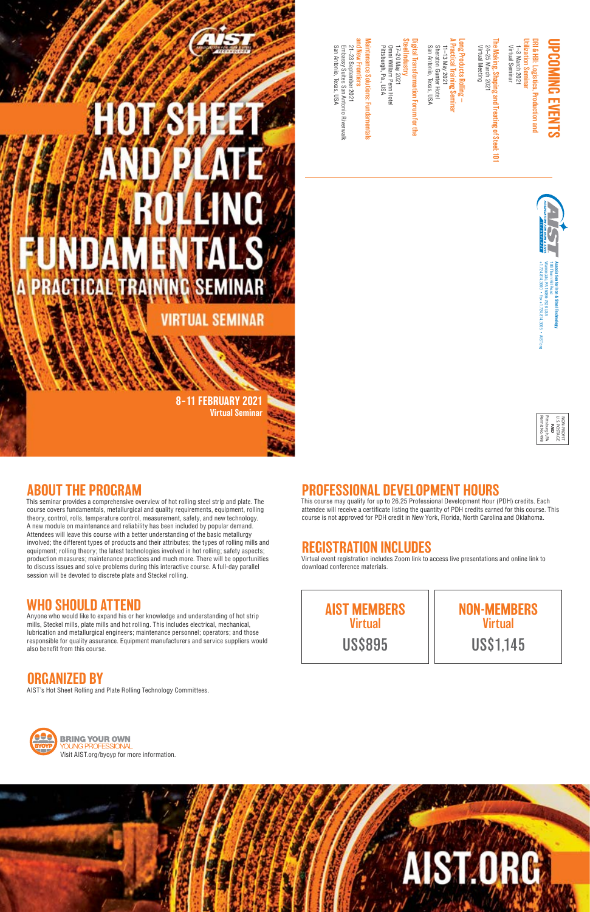# HOT SHEET AND PLATE ROLLING FUNDAMENTALS

## A PRACTICAL TRAINING SEMINAR

### VIRTUAL SEMINAR

**8–11 FEBRUARY 2021**
**Virtual Seminar**

## UPCOMING EVENTS

**DRI & HBI: Logistics, Production and Utilization Seminar**
1–3 March 2021
Virtual Seminar

**The Making, Shaping and Treating of Steel: 101**
24–25 March 2021
Virtual Meeting

**Long Products Rolling – A Practical Training Seminar**
11–13 May 2021
Sheraton Gunter Hotel
San Antonio, Texas, USA

**Digital Transformation Forum for the Steel Industry**
17–20 May 2021
Omni William Penn Hotel
Pittsburgh, Pa., USA

**Maintenance Solutions: Fundamentals and New Frontiers**
21–23 September 2021
Embassy Suites San Antonio Riverwalk
San Antonio, Texas, USA

Association for Iron & Steel Technology
186 Thorn Hill Road
Warrendale, PA 15086-7528 USA
+1.724.814.3000 • Fax +1.724.814.3001 • AIST.org

NON-PROFIT
U.S. POSTAGE
PAID
Pittsburgh, PA
Permit No. 498

## ABOUT THE PROGRAM

This seminar provides a comprehensive overview of hot rolling steel strip and plate. The course covers fundamentals, metallurgical and quality requirements, equipment, rolling theory, control, rolls, temperature control, measurement, safety, and new technology. A new module on maintenance and reliability has been included by popular demand. Attendees will leave this course with a better understanding of the basic metallurgy involved; the different types of products and their attributes; the types of rolling mills and equipment; rolling theory; the latest technologies involved in hot rolling; safety aspects; production measures; maintenance practices and much more. There will be opportunities to discuss issues and solve problems during this interactive course. A full-day parallel session will be devoted to discrete plate and Steckel rolling.

## WHO SHOULD ATTEND

Anyone who would like to expand his or her knowledge and understanding of hot strip mills, Steckel mills, plate mills and hot rolling. This includes electrical, mechanical, lubrication and metallurgical engineers; maintenance personnel; operators; and those responsible for quality assurance. Equipment manufacturers and service suppliers would also benefit from this course.

## ORGANIZED BY

AIST's Hot Sheet Rolling and Plate Rolling Technology Committees.

**BRING YOUR OWN YOUNG PROFESSIONAL**
Visit AIST.org/byoyp for more information.

## PROFESSIONAL DEVELOPMENT HOURS

This course may qualify for up to 26.25 Professional Development Hour (PDH) credits. Each attendee will receive a certificate listing the quantity of PDH credits earned for this course. This course is not approved for PDH credit in New York, Florida, North Carolina and Oklahoma.

## REGISTRATION INCLUDES

Virtual event registration includes Zoom link to access live presentations and online link to download conference materials.

| AIST MEMBERS | NON-MEMBERS |
|---|---|
| Virtual | Virtual |
| US$895 | US$1,145 |

AIST.ORG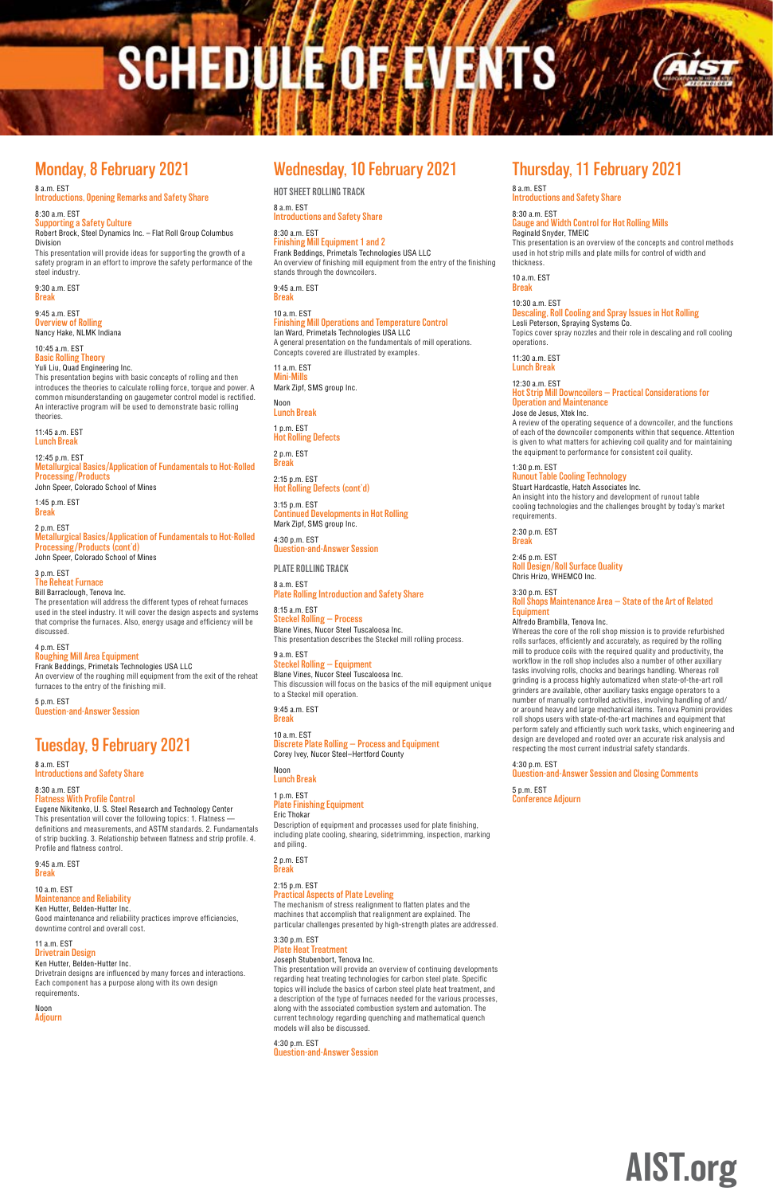# SCHEDULE OF EVENTS

## Monday, 8 February 2021

8 a.m. EST
**Introductions, Opening Remarks and Safety Share**

8:30 a.m. EST
**Supporting a Safety Culture**
Robert Brock, Steel Dynamics Inc. – Flat Roll Group Columbus Division
This presentation will provide ideas for supporting the growth of a safety program in an effort to improve the safety performance of the steel industry.

9:30 a.m. EST
**Break**

9:45 a.m. EST
**Overview of Rolling**
Nancy Hake, NLMK Indiana

10:45 a.m. EST
**Basic Rolling Theory**
Yuli Liu, Quad Engineering Inc.
This presentation begins with basic concepts of rolling and then introduces the theories to calculate rolling force, torque and power. A common misunderstanding on gaugemeter control model is rectified. An interactive program will be used to demonstrate basic rolling theories.

11:45 a.m. EST
**Lunch Break**

12:45 p.m. EST
**Metallurgical Basics/Application of Fundamentals to Hot-Rolled Processing/Products**
John Speer, Colorado School of Mines

1:45 p.m. EST
**Break**

2 p.m. EST
**Metallurgical Basics/Application of Fundamentals to Hot-Rolled Processing/Products (cont'd)**
John Speer, Colorado School of Mines

3 p.m. EST
**The Reheat Furnace**
Bill Barraclough, Tenova Inc.
The presentation will address the different types of reheat furnaces used in the steel industry. It will cover the design aspects and systems that comprise the furnaces. Also, energy usage and efficiency will be discussed.

4 p.m. EST
**Roughing Mill Area Equipment**
Frank Beddings, Primetals Technologies USA LLC
An overview of the roughing mill equipment from the exit of the reheat furnaces to the entry of the finishing mill.

5 p.m. EST
**Question-and-Answer Session**

## Tuesday, 9 February 2021

8 a.m. EST
**Introductions and Safety Share**

8:30 a.m. EST
**Flatness With Profile Control**
Eugene Nikitenko, U. S. Steel Research and Technology Center
This presentation will cover the following topics: 1. Flatness — definitions and measurements, and ASTM standards. 2. Fundamentals of strip buckling. 3. Relationship between flatness and strip profile. 4. Profile and flatness control.

9:45 a.m. EST
**Break**

10 a.m. EST
**Maintenance and Reliability**
Ken Hutter, Belden-Hutter Inc.
Good maintenance and reliability practices improve efficiencies, downtime control and overall cost.

11 a.m. EST
**Drivetrain Design**
Ken Hutter, Belden-Hutter Inc.
Drivetrain designs are influenced by many forces and interactions. Each component has a purpose along with its own design requirements.

Noon
**Adjourn**

## Wednesday, 10 February 2021

### HOT SHEET ROLLING TRACK

8 a.m. EST
**Introductions and Safety Share**

8:30 a.m. EST
**Finishing Mill Equipment 1 and 2**
Frank Beddings, Primetals Technologies USA LLC
An overview of finishing mill equipment from the entry of the finishing stands through the downcoilers.

9:45 a.m. EST
**Break**

10 a.m. EST
**Finishing Mill Operations and Temperature Control**
Ian Ward, Primetals Technologies USA LLC
A general presentation on the fundamentals of mill operations. Concepts covered are illustrated by examples.

11 a.m. EST
**Mini-Mills**
Mark Zipf, SMS group Inc.

Noon
**Lunch Break**

1 p.m. EST
**Hot Rolling Defects**

2 p.m. EST
**Break**

2:15 p.m. EST
**Hot Rolling Defects (cont'd)**

3:15 p.m. EST
**Continued Developments in Hot Rolling**
Mark Zipf, SMS group Inc.

4:30 p.m. EST
**Question-and-Answer Session**

### PLATE ROLLING TRACK

8 a.m. EST
**Plate Rolling Introduction and Safety Share**

8:15 a.m. EST
**Steckel Rolling – Process**
Blane Vines, Nucor Steel Tuscaloosa Inc.
This presentation describes the Steckel mill rolling process.

9 a.m. EST
**Steckel Rolling – Equipment**
Blane Vines, Nucor Steel Tuscaloosa Inc.
This discussion will focus on the basics of the mill equipment unique to a Steckel mill operation.

9:45 a.m. EST
**Break**

10 a.m. EST
**Discrete Plate Rolling – Process and Equipment**
Corey Ivey, Nucor Steel–Hertford County

Noon
**Lunch Break**

1 p.m. EST
**Plate Finishing Equipment**
Eric Thokar
Description of equipment and processes used for plate finishing, including plate cooling, shearing, sidetrimming, inspection, marking and piling.

2 p.m. EST
**Break**

2:15 p.m. EST
**Practical Aspects of Plate Leveling**
The mechanism of stress realignment to flatten plates and the machines that accomplish that realignment are explained. The particular challenges presented by high-strength plates are addressed.

3:30 p.m. EST
**Plate Heat Treatment**
Joseph Stubenbort, Tenova Inc.
This presentation will provide an overview of continuing developments regarding heat treating technologies for carbon steel plate. Specific topics will include the basics of carbon steel plate heat treatment, and a description of the type of furnaces needed for the various processes, along with the associated combustion system and automation. The current technology regarding quenching and mathematical quench models will also be discussed.

4:30 p.m. EST
**Question-and-Answer Session**

## Thursday, 11 February 2021

8 a.m. EST
**Introductions and Safety Share**

8:30 a.m. EST
**Gauge and Width Control for Hot Rolling Mills**
Reginald Snyder, TMEIC
This presentation is an overview of the concepts and control methods used in hot strip mills and plate mills for control of width and thickness.

10 a.m. EST
**Break**

10:30 a.m. EST
**Descaling, Roll Cooling and Spray Issues in Hot Rolling**
Lesli Peterson, Spraying Systems Co.
Topics cover spray nozzles and their role in descaling and roll cooling operations.

11:30 a.m. EST
**Lunch Break**

12:30 a.m. EST
**Hot Strip Mill Downcoilers — Practical Considerations for Operation and Maintenance**
Jose de Jesus, Xtek Inc.
A review of the operating sequence of a downcoiler, and the functions of each of the downcoiler components within that sequence. Attention is given to what matters for achieving coil quality and for maintaining the equipment to performance for consistent coil quality.

1:30 p.m. EST
**Runout Table Cooling Technology**
Stuart Hardcastle, Hatch Associates Inc.
An insight into the history and development of runout table cooling technologies and the challenges brought by today's market requirements.

2:30 p.m. EST
**Break**

2:45 p.m. EST
**Roll Design/Roll Surface Quality**
Chris Hrizo, WHEMCO Inc.

3:30 p.m. EST
**Roll Shops Maintenance Area — State of the Art of Related Equipment**
Alfredo Brambilla, Tenova Inc.
Whereas the core of the roll shop mission is to provide refurbished rolls surfaces, efficiently and accurately, as required by the rolling mill to produce coils with the required quality and productivity, the workflow in the roll shop includes also a number of other auxiliary tasks involving rolls, chocks and bearings handling. Whereas roll grinding is a process highly automatized when state-of-the-art roll grinders are available, other auxiliary tasks engage operators to a number of manually controlled activities, involving handling of and/or around heavy and large mechanical items. Tenova Pomini provides roll shops users with state-of-the-art machines and equipment that perform safely and efficiently such work tasks, which engineering and design are developed and rooted over an accurate risk analysis and respecting the most current industrial safety standards.

4:30 p.m. EST
**Question-and-Answer Session and Closing Comments**

5 p.m. EST
**Conference Adjourn**

AIST.org